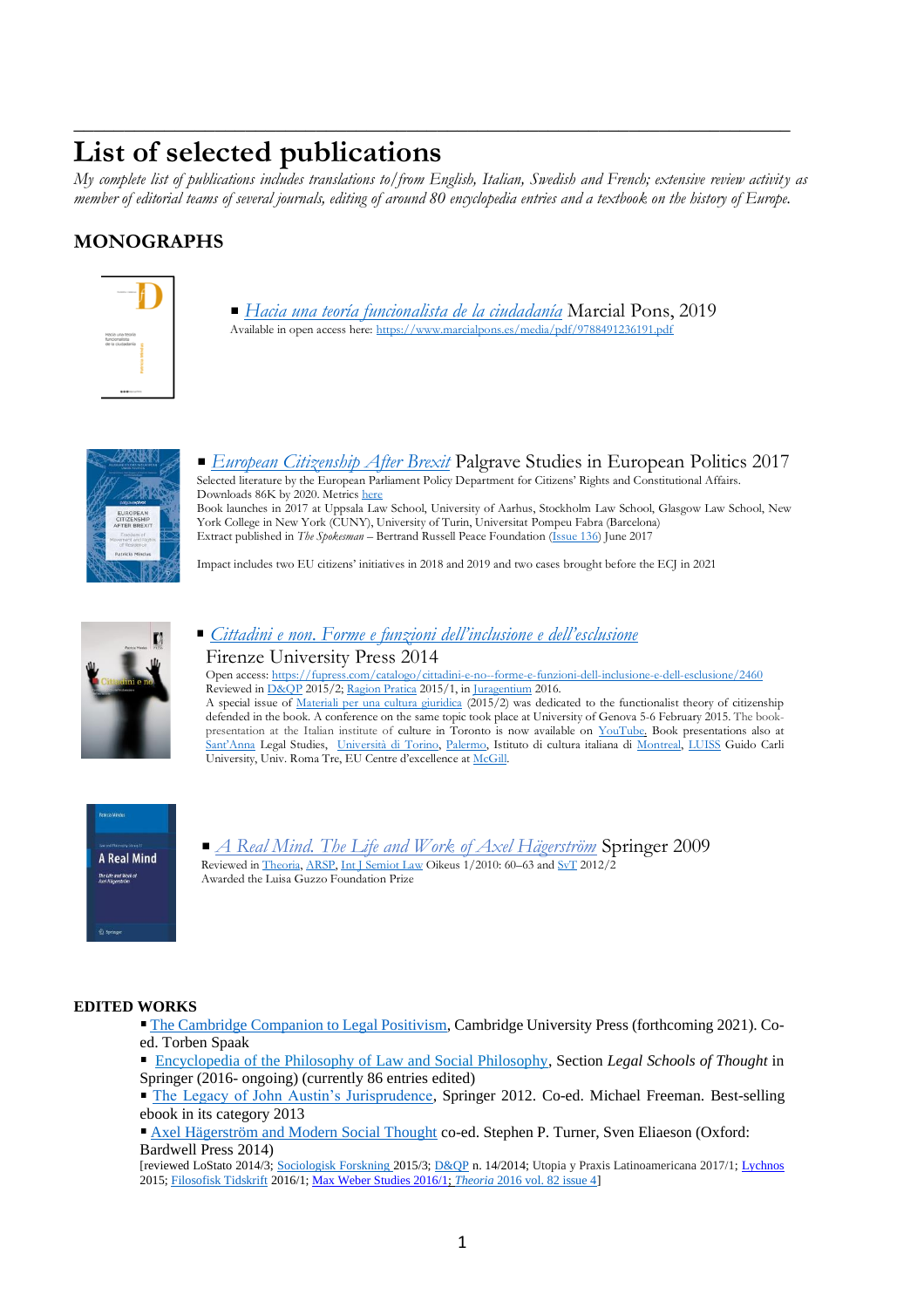# List of selected publications

*My complete list of publications includes translations to/from English, Italian, Swedish and French; extensive review activity as member of editorial teams of several journals, editing of around 80 encyclopedia entries and a textbook on the history of Europe.*

## MONOGRAPHS

- *Hacia una teoría funcionalista de la ciudadanía* Marcial Pons, 2019

  Available in open access here: https://www.marcialpons.es/media/pdf/9788491236191.pdf

- *European Citizenship After Brexit* Palgrave Studies in European Politics 2017

  Selected literature by the European Parliament Policy Department for Citizens' Rights and Constitutional Affairs.
  Downloads 86K by 2020. Metrics here
  Book launches in 2017 at Uppsala Law School, University of Aarhus, Stockholm Law School, Glasgow Law School, New York College in New York (CUNY), University of Turin, Universitat Pompeu Fabra (Barcelona)
  Extract published in *The Spokesman* – Bertrand Russell Peace Foundation (Issue 136) June 2017

  Impact includes two EU citizens' initiatives in 2018 and 2019 and two cases brought before the ECJ in 2021

- *Cittadini e non. Forme e funzioni dell'inclusione e dell'esclusione*

  Firenze University Press 2014

  Open access: https://fupress.com/catalogo/cittadini-e-no--forme-e-funzioni-dell-inclusione-e-dell-esclusione/2460
  Reviewed in D&QP 2015/2; Ragion Pratica 2015/1, in Juragentium 2016.
  A special issue of Materiali per una cultura giuridica (2015/2) was dedicated to the functionalist theory of citizenship defended in the book. A conference on the same topic took place at University of Genova 5-6 February 2015. The book-presentation at the Italian institute of culture in Toronto is now available on YouTube. Book presentations also at Sant'Anna Legal Studies, Università di Torino, Palermo, Istituto di cultura italiana di Montreal, LUISS Guido Carli University, Univ. Roma Tre, EU Centre d'excellence at McGill.

- *A Real Mind. The Life and Work of Axel Hägerström* Springer 2009

  Reviewed in Theoria, ARSP, Int J Semiot Law Oikeus 1/2010: 60–63 and SvT 2012/2
  Awarded the Luisa Guzzo Foundation Prize

## EDITED WORKS

- The Cambridge Companion to Legal Positivism, Cambridge University Press (forthcoming 2021). Co-ed. Torben Spaak
- Encyclopedia of the Philosophy of Law and Social Philosophy, Section *Legal Schools of Thought* in Springer (2016- ongoing) (currently 86 entries edited)
- The Legacy of John Austin's Jurisprudence, Springer 2012. Co-ed. Michael Freeman. Best-selling ebook in its category 2013
- Axel Hägerström and Modern Social Thought co-ed. Stephen P. Turner, Sven Eliaeson (Oxford: Bardwell Press 2014)

[reviewed LoStato 2014/3; Sociologisk Forskning 2015/3; D&QP n. 14/2014; Utopia y Praxis Latinoamericana 2017/1; Lychnos 2015; Filosofisk Tidskrift 2016/1; Max Weber Studies 2016/1; *Theoria* 2016 vol. 82 issue 4]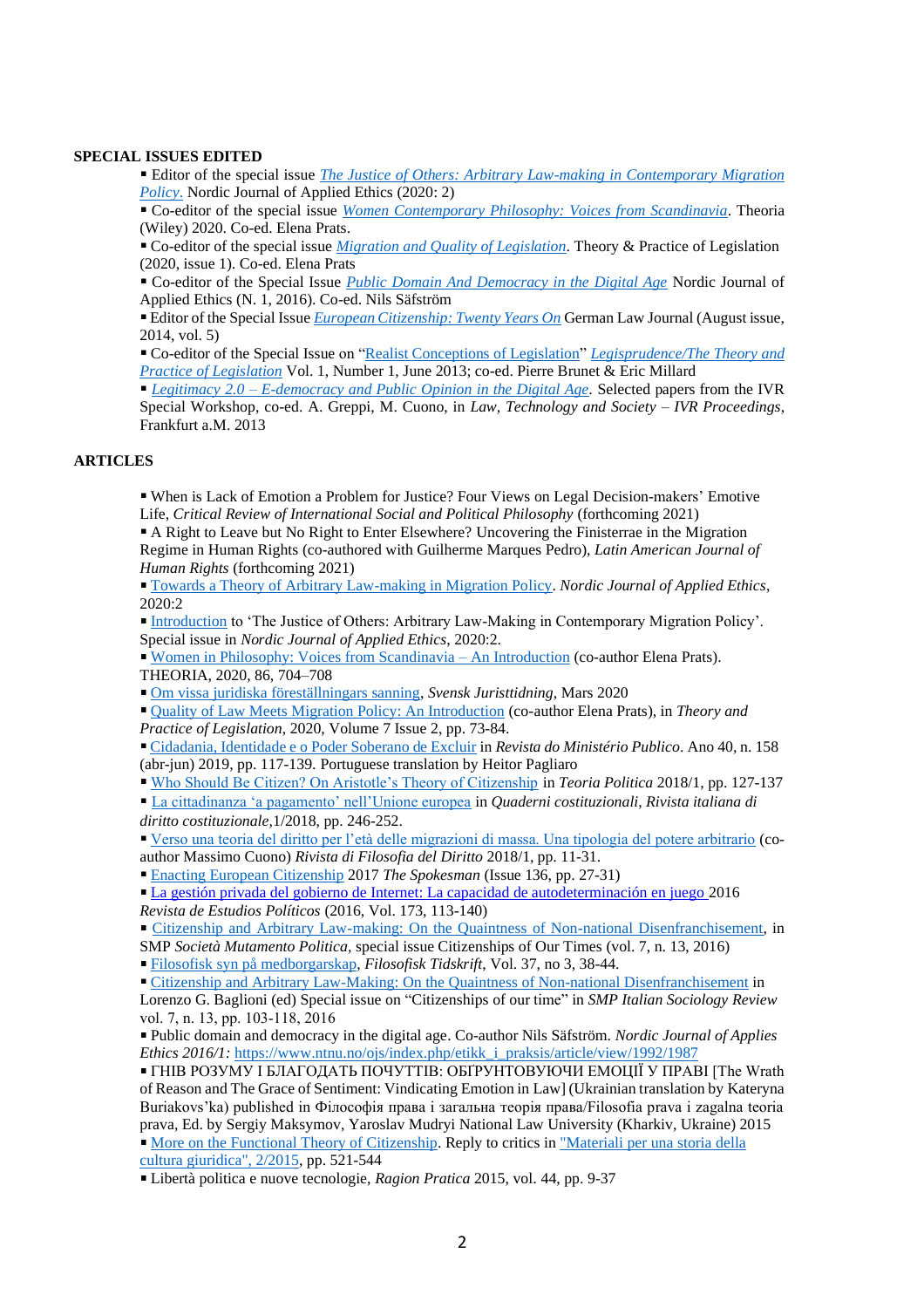## SPECIAL ISSUES EDITED

- Editor of the special issue *The Justice of Others: Arbitrary Law-making in Contemporary Migration Policy*. Nordic Journal of Applied Ethics (2020: 2)
- Co-editor of the special issue *Women Contemporary Philosophy: Voices from Scandinavia*. Theoria (Wiley) 2020. Co-ed. Elena Prats.
- Co-editor of the special issue *Migration and Quality of Legislation*. Theory & Practice of Legislation (2020, issue 1). Co-ed. Elena Prats
- Co-editor of the Special Issue *Public Domain And Democracy in the Digital Age* Nordic Journal of Applied Ethics (N. 1, 2016). Co-ed. Nils Säfström
- Editor of the Special Issue *European Citizenship: Twenty Years On* German Law Journal (August issue, 2014, vol. 5)
- Co-editor of the Special Issue on "Realist Conceptions of Legislation" *Legisprudence/The Theory and Practice of Legislation* Vol. 1, Number 1, June 2013; co-ed. Pierre Brunet & Eric Millard
- *Legitimacy 2.0 – E-democracy and Public Opinion in the Digital Age*. Selected papers from the IVR Special Workshop, co-ed. A. Greppi, M. Cuono, in *Law, Technology and Society – IVR Proceedings*, Frankfurt a.M. 2013

## ARTICLES

- When is Lack of Emotion a Problem for Justice? Four Views on Legal Decision-makers' Emotive Life, *Critical Review of International Social and Political Philosophy* (forthcoming 2021)
- A Right to Leave but No Right to Enter Elsewhere? Uncovering the Finisterrae in the Migration Regime in Human Rights (co-authored with Guilherme Marques Pedro), *Latin American Journal of Human Rights* (forthcoming 2021)
- Towards a Theory of Arbitrary Law-making in Migration Policy. *Nordic Journal of Applied Ethics*, 2020:2
- Introduction to 'The Justice of Others: Arbitrary Law-Making in Contemporary Migration Policy'. Special issue in *Nordic Journal of Applied Ethics*, 2020:2.
- Women in Philosophy: Voices from Scandinavia – An Introduction (co-author Elena Prats). THEORIA, 2020, 86, 704–708
- Om vissa juridiska föreställningars sanning, *Svensk Juristtidning*, Mars 2020
- Quality of Law Meets Migration Policy: An Introduction (co-author Elena Prats), in *Theory and Practice of Legislation*, 2020, Volume 7 Issue 2, pp. 73-84.
- Cidadania, Identidade e o Poder Soberano de Excluir in *Revista do Ministério Publico*. Ano 40, n. 158 (abr-jun) 2019, pp. 117-139. Portuguese translation by Heitor Pagliaro
- Who Should Be Citizen? On Aristotle's Theory of Citizenship in *Teoria Politica* 2018/1, pp. 127-137
- La cittadinanza 'a pagamento' nell'Unione europea in *Quaderni costituzionali, Rivista italiana di diritto costituzionale*,1/2018, pp. 246-252.
- Verso una teoria del diritto per l'età delle migrazioni di massa. Una tipologia del potere arbitrario (co-author Massimo Cuono) *Rivista di Filosofia del Diritto* 2018/1, pp. 11-31.
- Enacting European Citizenship 2017 *The Spokesman* (Issue 136, pp. 27-31)
- La gestión privada del gobierno de Internet: La capacidad de autodeterminación en juego 2016 *Revista de Estudios Políticos* (2016, Vol. 173, 113-140)
- Citizenship and Arbitrary Law-making: On the Quaintness of Non-national Disenfranchisement, in SMP *Società Mutamento Politica*, special issue Citizenships of Our Times (vol. 7, n. 13, 2016)
- Filosofisk syn på medborgarskap, *Filosofisk Tidskrift*, Vol. 37, no 3, 38-44.
- Citizenship and Arbitrary Law-Making: On the Quaintness of Non-national Disenfranchisement in Lorenzo G. Baglioni (ed) Special issue on "Citizenships of our time" in *SMP Italian Sociology Review* vol. 7, n. 13, pp. 103-118, 2016
- Public domain and democracy in the digital age. Co-author Nils Säfström. *Nordic Journal of Applies Ethics 2016/1*: https://www.ntnu.no/ojs/index.php/etikk_i_praksis/article/view/1992/1987
- ГНІВ РОЗУМУ І БЛАГОДАТЬ ПОЧУТТІВ: ОБҐРУНТОВУЮЧИ ЕМОЦІЇ У ПРАВІ [The Wrath of Reason and The Grace of Sentiment: Vindicating Emotion in Law] (Ukrainian translation by Kateryna Buriakovs'ka) published in Філософія права і загальна теорія права/Filosofia prava i zagalna teoria prava, Ed. by Sergiy Maksymov, Yaroslav Mudryi National Law University (Kharkiv, Ukraine) 2015
- More on the Functional Theory of Citizenship. Reply to critics in "Materiali per una storia della cultura giuridica", 2/2015, pp. 521-544
- Libertà politica e nuove tecnologie, *Ragion Pratica* 2015, vol. 44, pp. 9-37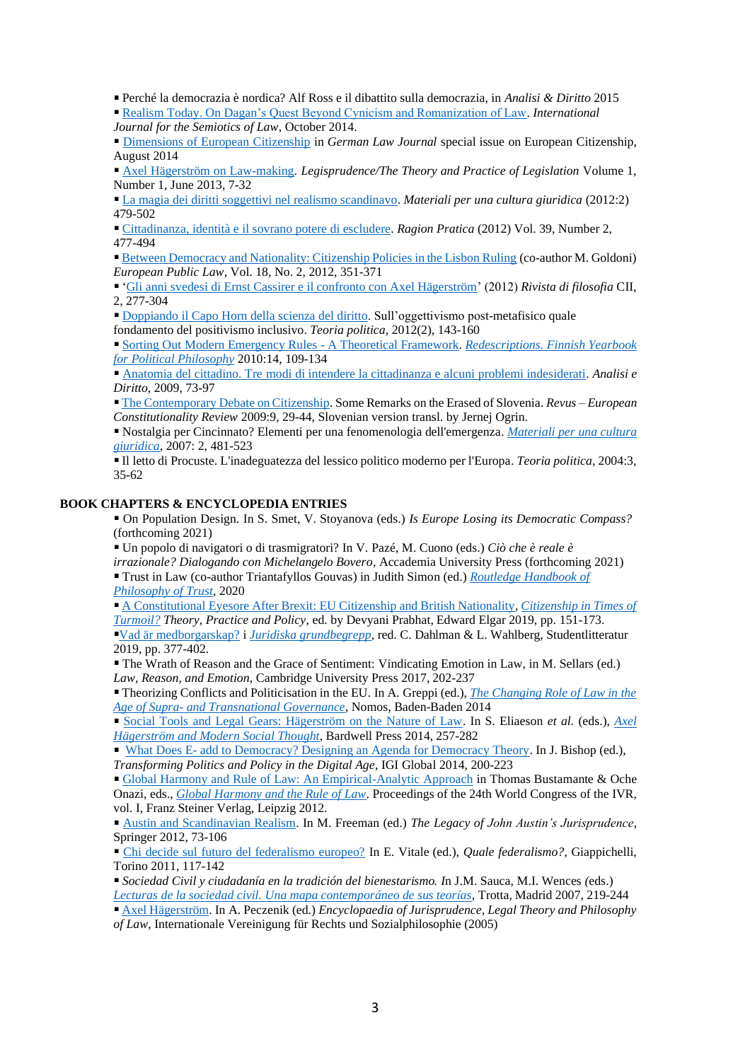- Perché la democrazia è nordica? Alf Ross e il dibattito sulla democrazia, in *Analisi & Diritto* 2015
- Realism Today. On Dagan's Quest Beyond Cynicism and Romanization of Law. *International Journal for the Semiotics of Law*, October 2014.
- Dimensions of European Citizenship in *German Law Journal* special issue on European Citizenship, August 2014
- Axel Hägerström on Law-making. *Legisprudence/The Theory and Practice of Legislation* Volume 1, Number 1, June 2013, 7-32
- La magia dei diritti soggettivi nel realismo scandinavo. *Materiali per una cultura giuridica* (2012:2) 479-502
- Cittadinanza, identità e il sovrano potere di escludere. *Ragion Pratica* (2012) Vol. 39, Number 2, 477-494
- Between Democracy and Nationality: Citizenship Policies in the Lisbon Ruling (co-author M. Goldoni) *European Public Law*, Vol. 18, No. 2, 2012, 351-371
- 'Gli anni svedesi di Ernst Cassirer e il confronto con Axel Hägerström' (2012) *Rivista di filosofia* CII, 2, 277-304
- Doppiando il Capo Horn della scienza del diritto. Sull'oggettivismo post-metafisico quale fondamento del positivismo inclusivo. *Teoria politica*, 2012(2), 143-160
- Sorting Out Modern Emergency Rules - A Theoretical Framework. *Redescriptions. Finnish Yearbook for Political Philosophy* 2010:14, 109-134
- Anatomia del cittadino. Tre modi di intendere la cittadinanza e alcuni problemi indesiderati. *Analisi e Diritto*, 2009, 73-97
- The Contemporary Debate on Citizenship. Some Remarks on the Erased of Slovenia. *Revus – European Constitutionality Review* 2009:9, 29-44, Slovenian version transl. by Jernej Ogrin.
- Nostalgia per Cincinnato? Elementi per una fenomenologia dell'emergenza. *Materiali per una cultura giuridica*, 2007: 2, 481-523
- Il letto di Procuste. L'inadeguatezza del lessico politico moderno per l'Europa. *Teoria politica*, 2004:3, 35-62

## BOOK CHAPTERS & ENCYCLOPEDIA ENTRIES

- On Population Design. In S. Smet, V. Stoyanova (eds.) *Is Europe Losing its Democratic Compass?* (forthcoming 2021)
- Un popolo di navigatori o di trasmigratori? In V. Pazé, M. Cuono (eds.) *Ciò che è reale è irrazionale? Dialogando con Michelangelo Bovero*, Accademia University Press (forthcoming 2021)
- Trust in Law (co-author Triantafyllos Gouvas) in Judith Simon (ed.) *Routledge Handbook of Philosophy of Trust*, 2020
- A Constitutional Eyesore After Brexit: EU Citizenship and British Nationality, *Citizenship in Times of Turmoil? Theory, Practice and Policy*, ed. by Devyani Prabhat, Edward Elgar 2019, pp. 151-173.
- Vad är medborgarskap? i *Juridiska grundbegrepp*, red. C. Dahlman & L. Wahlberg, Studentlitteratur 2019, pp. 377-402.
- The Wrath of Reason and the Grace of Sentiment: Vindicating Emotion in Law, in M. Sellars (ed.) *Law, Reason, and Emotion*, Cambridge University Press 2017, 202-237
- Theorizing Conflicts and Politicisation in the EU. In A. Greppi (ed.), *The Changing Role of Law in the Age of Supra- and Transnational Governance*, Nomos, Baden-Baden 2014
- Social Tools and Legal Gears: Hägerström on the Nature of Law. In S. Eliaeson *et al.* (eds.), *Axel Hägerström and Modern Social Thought*, Bardwell Press 2014, 257-282
- What Does E- add to Democracy? Designing an Agenda for Democracy Theory. In J. Bishop (ed.), *Transforming Politics and Policy in the Digital Age*, IGI Global 2014, 200-223
- Global Harmony and Rule of Law: An Empirical-Analytic Approach in Thomas Bustamante & Oche Onazi, eds., *Global Harmony and the Rule of Law*. Proceedings of the 24th World Congress of the IVR, vol. I, Franz Steiner Verlag, Leipzig 2012.
- Austin and Scandinavian Realism. In M. Freeman (ed.) *The Legacy of John Austin's Jurisprudence*, Springer 2012, 73-106
- Chi decide sul futuro del federalismo europeo? In E. Vitale (ed.), *Quale federalismo?*, Giappichelli, Torino 2011, 117-142
- *Sociedad Civil y ciudadanía en la tradición del bienestarismo.* In J.M. Sauca, M.I. Wences (eds.) *Lecturas de la sociedad civil. Una mapa contemporáneo de sus teorías*, Trotta, Madrid 2007, 219-244
- Axel Hägerström. In A. Peczenik (ed.) *Encyclopaedia of Jurisprudence, Legal Theory and Philosophy of Law*, Internationale Vereinigung für Rechts und Sozialphilosophie (2005)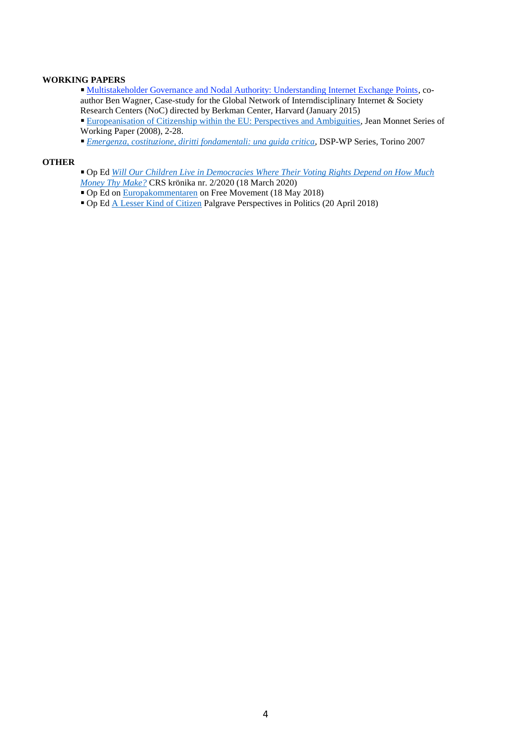**WORKING PAPERS**

- Multistakeholder Governance and Nodal Authority: Understanding Internet Exchange Points, co-author Ben Wagner, Case-study for the Global Network of Interndisciplinary Internet & Society Research Centers (NoC) directed by Berkman Center, Harvard (January 2015)
- Europeanisation of Citizenship within the EU: Perspectives and Ambiguities, Jean Monnet Series of Working Paper (2008), 2-28.
- *Emergenza, costituzione, diritti fondamentali: una guida critica*, DSP-WP Series, Torino 2007

**OTHER**

- Op Ed *Will Our Children Live in Democracies Where Their Voting Rights Depend on How Much Money Thy Make?* CRS krönika nr. 2/2020 (18 March 2020)
- Op Ed on Europakommentaren on Free Movement (18 May 2018)
- Op Ed A Lesser Kind of Citizen Palgrave Perspectives in Politics (20 April 2018)